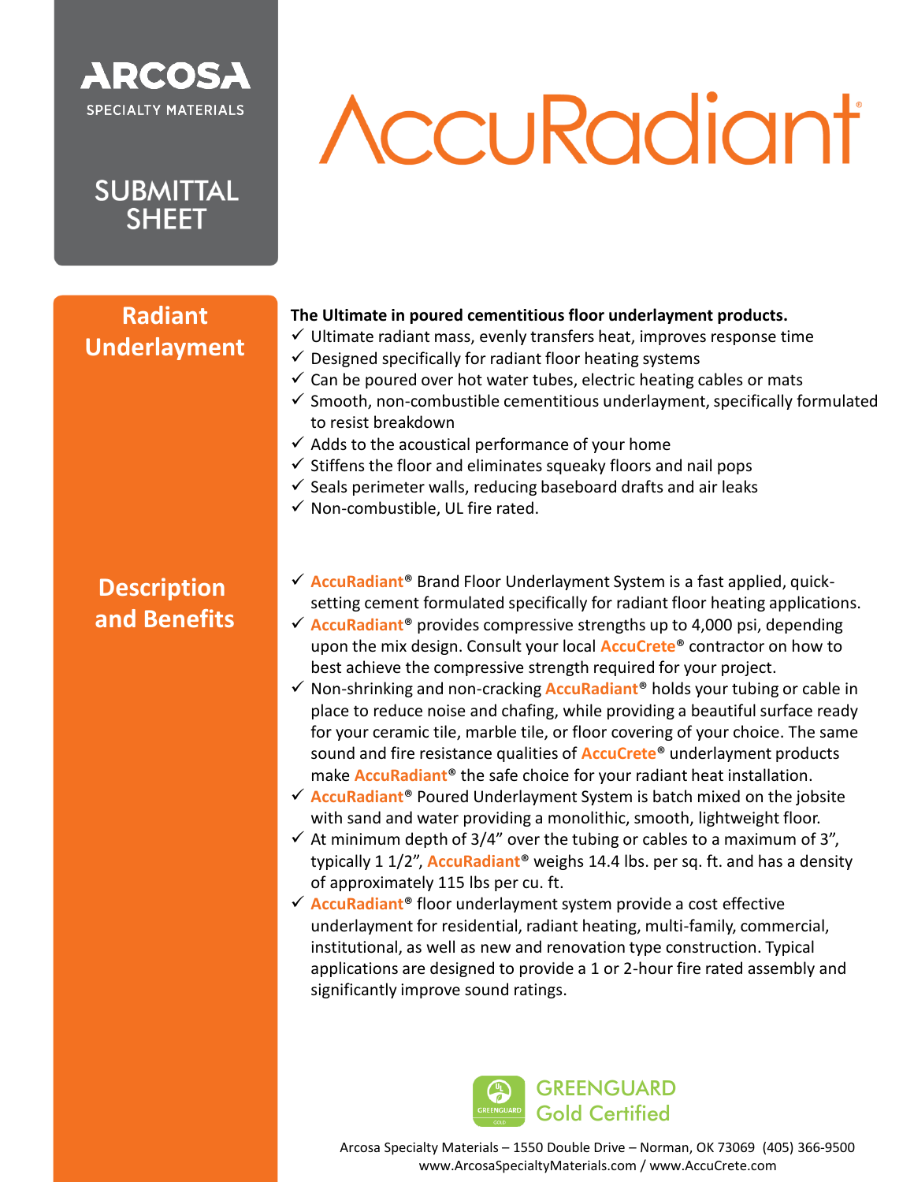ARCOSA
SPECIALTY MATERIALS

# SUBMITTAL SHEET

# AccuRadiant®

## Radiant Underlayment

**The Ultimate in poured cementitious floor underlayment products.**

- ✓ Ultimate radiant mass, evenly transfers heat, improves response time
- ✓ Designed specifically for radiant floor heating systems
- ✓ Can be poured over hot water tubes, electric heating cables or mats
- ✓ Smooth, non-combustible cementitious underlayment, specifically formulated to resist breakdown
- ✓ Adds to the acoustical performance of your home
- ✓ Stiffens the floor and eliminates squeaky floors and nail pops
- ✓ Seals perimeter walls, reducing baseboard drafts and air leaks
- ✓ Non-combustible, UL fire rated.

## Description and Benefits

- ✓ **AccuRadiant**® Brand Floor Underlayment System is a fast applied, quick-setting cement formulated specifically for radiant floor heating applications.
- ✓ **AccuRadiant**® provides compressive strengths up to 4,000 psi, depending upon the mix design. Consult your local **AccuCrete**® contractor on how to best achieve the compressive strength required for your project.
- ✓ Non-shrinking and non-cracking **AccuRadiant**® holds your tubing or cable in place to reduce noise and chafing, while providing a beautiful surface ready for your ceramic tile, marble tile, or floor covering of your choice. The same sound and fire resistance qualities of **AccuCrete**® underlayment products make **AccuRadiant**® the safe choice for your radiant heat installation.
- ✓ **AccuRadiant**® Poured Underlayment System is batch mixed on the jobsite with sand and water providing a monolithic, smooth, lightweight floor.
- ✓ At minimum depth of 3/4" over the tubing or cables to a maximum of 3", typically 1 1/2", **AccuRadiant**® weighs 14.4 lbs. per sq. ft. and has a density of approximately 115 lbs per cu. ft.
- ✓ **AccuRadiant**® floor underlayment system provide a cost effective underlayment for residential, radiant heating, multi-family, commercial, institutional, as well as new and renovation type construction. Typical applications are designed to provide a 1 or 2-hour fire rated assembly and significantly improve sound ratings.

GREENGUARD Gold Certified

Arcosa Specialty Materials – 1550 Double Drive – Norman, OK 73069 (405) 366-9500
www.ArcosaSpecialtyMaterials.com / www.AccuCrete.com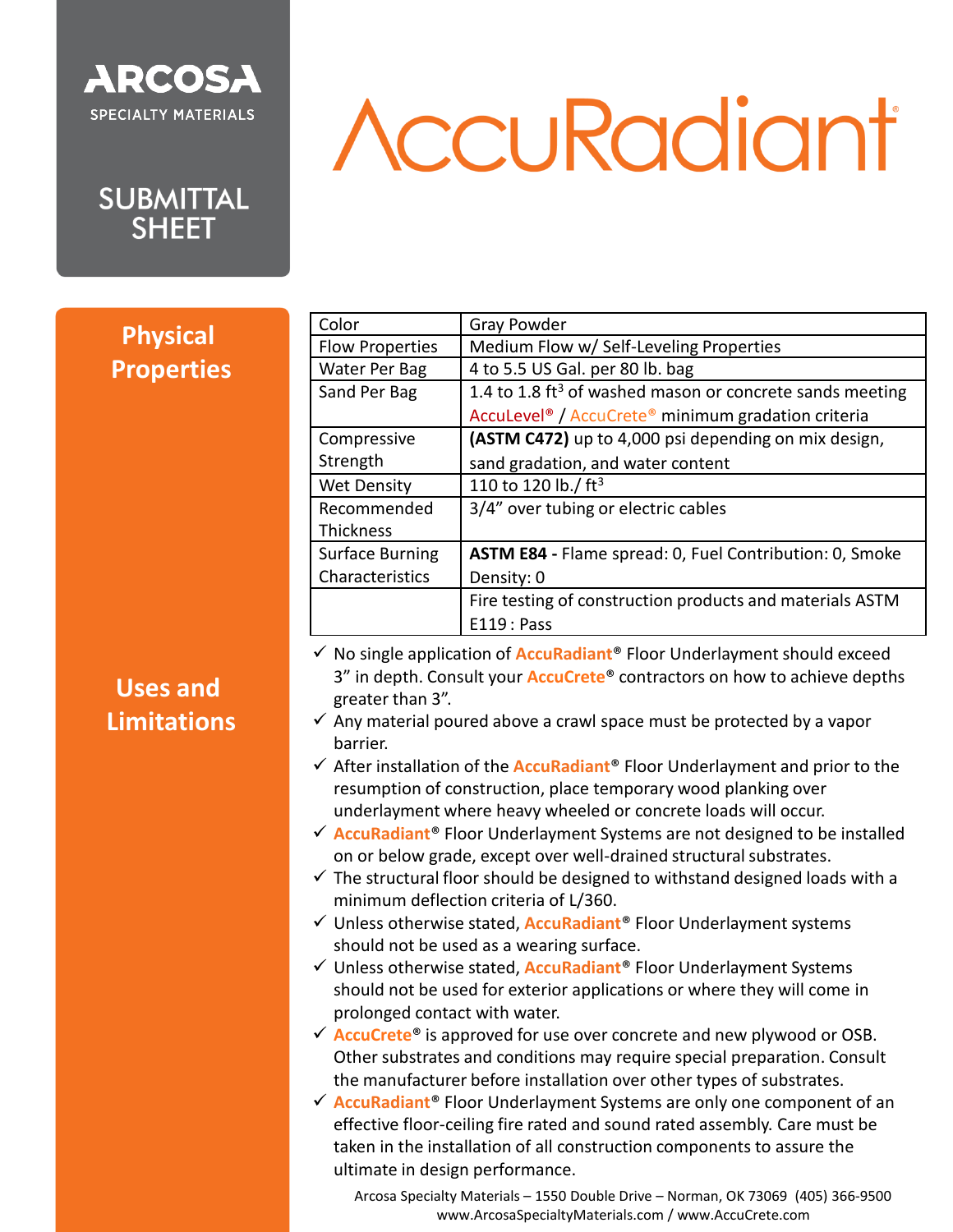ARCOSA
SPECIALTY MATERIALS

SUBMITTAL SHEET

# AccuRadiant®

## Physical Properties

| | |
|---|---|
| Color | Gray Powder |
| Flow Properties | Medium Flow w/ Self-Leveling Properties |
| Water Per Bag | 4 to 5.5 US Gal. per 80 lb. bag |
| Sand Per Bag | 1.4 to 1.8 $ft^3$ of washed mason or concrete sands meeting AccuLevel® / AccuCrete® minimum gradation criteria |
| Compressive Strength | **(ASTM C472)** up to 4,000 psi depending on mix design, sand gradation, and water content |
| Wet Density | 110 to 120 lb./ $ft^3$ |
| Recommended Thickness | 3/4" over tubing or electric cables |
| Surface Burning Characteristics | **ASTM E84 -** Flame spread: 0, Fuel Contribution: 0, Smoke Density: 0 |
| | Fire testing of construction products and materials ASTM E119 : Pass |

## Uses and Limitations

- ✓ No single application of **AccuRadiant**® Floor Underlayment should exceed 3" in depth. Consult your **AccuCrete**® contractors on how to achieve depths greater than 3".
- ✓ Any material poured above a crawl space must be protected by a vapor barrier.
- ✓ After installation of the **AccuRadiant**® Floor Underlayment and prior to the resumption of construction, place temporary wood planking over underlayment where heavy wheeled or concrete loads will occur.
- ✓ **AccuRadiant**® Floor Underlayment Systems are not designed to be installed on or below grade, except over well-drained structural substrates.
- ✓ The structural floor should be designed to withstand designed loads with a minimum deflection criteria of L/360.
- ✓ Unless otherwise stated, **AccuRadiant**® Floor Underlayment systems should not be used as a wearing surface.
- ✓ Unless otherwise stated, **AccuRadiant**® Floor Underlayment Systems should not be used for exterior applications or where they will come in prolonged contact with water.
- ✓ **AccuCrete**® is approved for use over concrete and new plywood or OSB. Other substrates and conditions may require special preparation. Consult the manufacturer before installation over other types of substrates.
- ✓ **AccuRadiant**® Floor Underlayment Systems are only one component of an effective floor-ceiling fire rated and sound rated assembly. Care must be taken in the installation of all construction components to assure the ultimate in design performance.

Arcosa Specialty Materials – 1550 Double Drive – Norman, OK 73069 (405) 366-9500
www.ArcosaSpecialtyMaterials.com / www.AccuCrete.com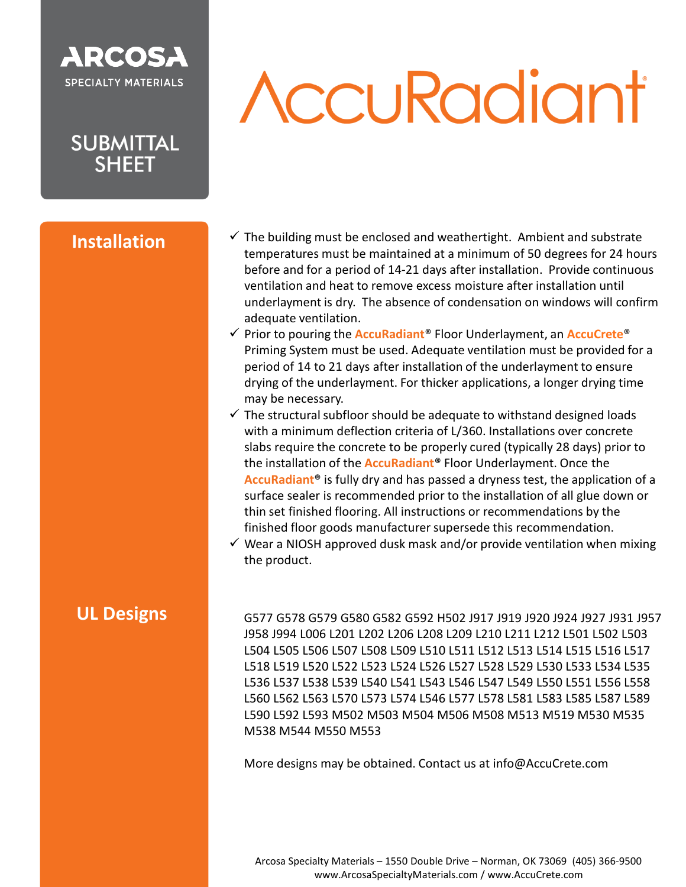ARCOSA
SPECIALTY MATERIALS

SUBMITTAL SHEET

# AccuRadiant®

## Installation

- ✓ The building must be enclosed and weathertight. Ambient and substrate temperatures must be maintained at a minimum of 50 degrees for 24 hours before and for a period of 14-21 days after installation. Provide continuous ventilation and heat to remove excess moisture after installation until underlayment is dry. The absence of condensation on windows will confirm adequate ventilation.
- ✓ Prior to pouring the **AccuRadiant®** Floor Underlayment, an **AccuCrete®** Priming System must be used. Adequate ventilation must be provided for a period of 14 to 21 days after installation of the underlayment to ensure drying of the underlayment. For thicker applications, a longer drying time may be necessary.
- ✓ The structural subfloor should be adequate to withstand designed loads with a minimum deflection criteria of L/360. Installations over concrete slabs require the concrete to be properly cured (typically 28 days) prior to the installation of the **AccuRadiant®** Floor Underlayment. Once the **AccuRadiant®** is fully dry and has passed a dryness test, the application of a surface sealer is recommended prior to the installation of all glue down or thin set finished flooring. All instructions or recommendations by the finished floor goods manufacturer supersede this recommendation.
- ✓ Wear a NIOSH approved dusk mask and/or provide ventilation when mixing the product.

## UL Designs

G577 G578 G579 G580 G582 G592 H502 J917 J919 J920 J924 J927 J931 J957 J958 J994 L006 L201 L202 L206 L208 L209 L210 L211 L212 L501 L502 L503 L504 L505 L506 L507 L508 L509 L510 L511 L512 L513 L514 L515 L516 L517 L518 L519 L520 L522 L523 L524 L526 L527 L528 L529 L530 L533 L534 L535 L536 L537 L538 L539 L540 L541 L543 L546 L547 L549 L550 L551 L556 L558 L560 L562 L563 L570 L573 L574 L546 L577 L578 L581 L583 L585 L587 L589 L590 L592 L593 M502 M503 M504 M506 M508 M513 M519 M530 M535 M538 M544 M550 M553

More designs may be obtained. Contact us at info@AccuCrete.com

Arcosa Specialty Materials – 1550 Double Drive – Norman, OK 73069 (405) 366-9500
www.ArcosaSpecialtyMaterials.com / www.AccuCrete.com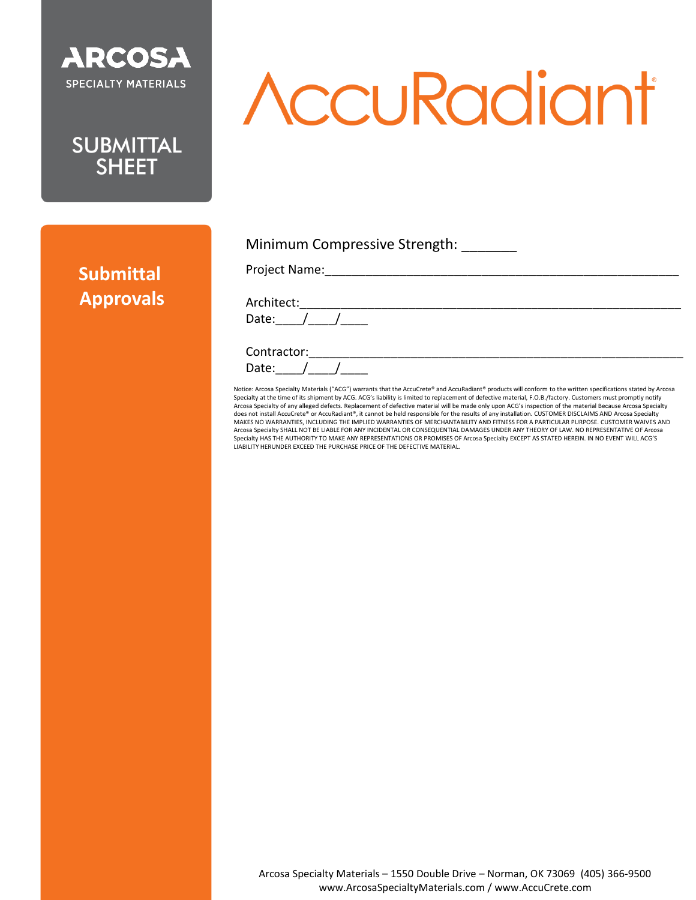ARCOSA

SPECIALTY MATERIALS

# SUBMITTAL SHEET

# AccuRadiant®

## Submittal Approvals

Minimum Compressive Strength: _______

Project Name:_____________________________________________________

Architect:_________________________________________________________

Date:____/____/____

Contractor:________________________________________________________

Date:____/____/____

Notice: Arcosa Specialty Materials ("ACG") warrants that the AccuCrete® and AccuRadiant® products will conform to the written specifications stated by Arcosa Specialty at the time of its shipment by ACG. ACG's liability is limited to replacement of defective material, F.O.B./factory. Customers must promptly notify Arcosa Specialty of any alleged defects. Replacement of defective material will be made only upon ACG's inspection of the material Because Arcosa Specialty does not install AccuCrete® or AccuRadiant®, it cannot be held responsible for the results of any installation. CUSTOMER DISCLAIMS AND Arcosa Specialty MAKES NO WARRANTIES, INCLUDING THE IMPLIED WARRANTIES OF MERCHANTABILITY AND FITNESS FOR A PARTICULAR PURPOSE. CUSTOMER WAIVES AND Arcosa Specialty SHALL NOT BE LIABLE FOR ANY INCIDENTAL OR CONSEQUENTIAL DAMAGES UNDER ANY THEORY OF LAW. NO REPRESENTATIVE OF Arcosa Specialty HAS THE AUTHORITY TO MAKE ANY REPRESENTATIONS OR PROMISES OF Arcosa Specialty EXCEPT AS STATED HEREIN. IN NO EVENT WILL ACG'S LIABILITY HERUNDER EXCEED THE PURCHASE PRICE OF THE DEFECTIVE MATERIAL.

Arcosa Specialty Materials – 1550 Double Drive – Norman, OK 73069 (405) 366-9500
www.ArcosaSpecialtyMaterials.com / www.AccuCrete.com